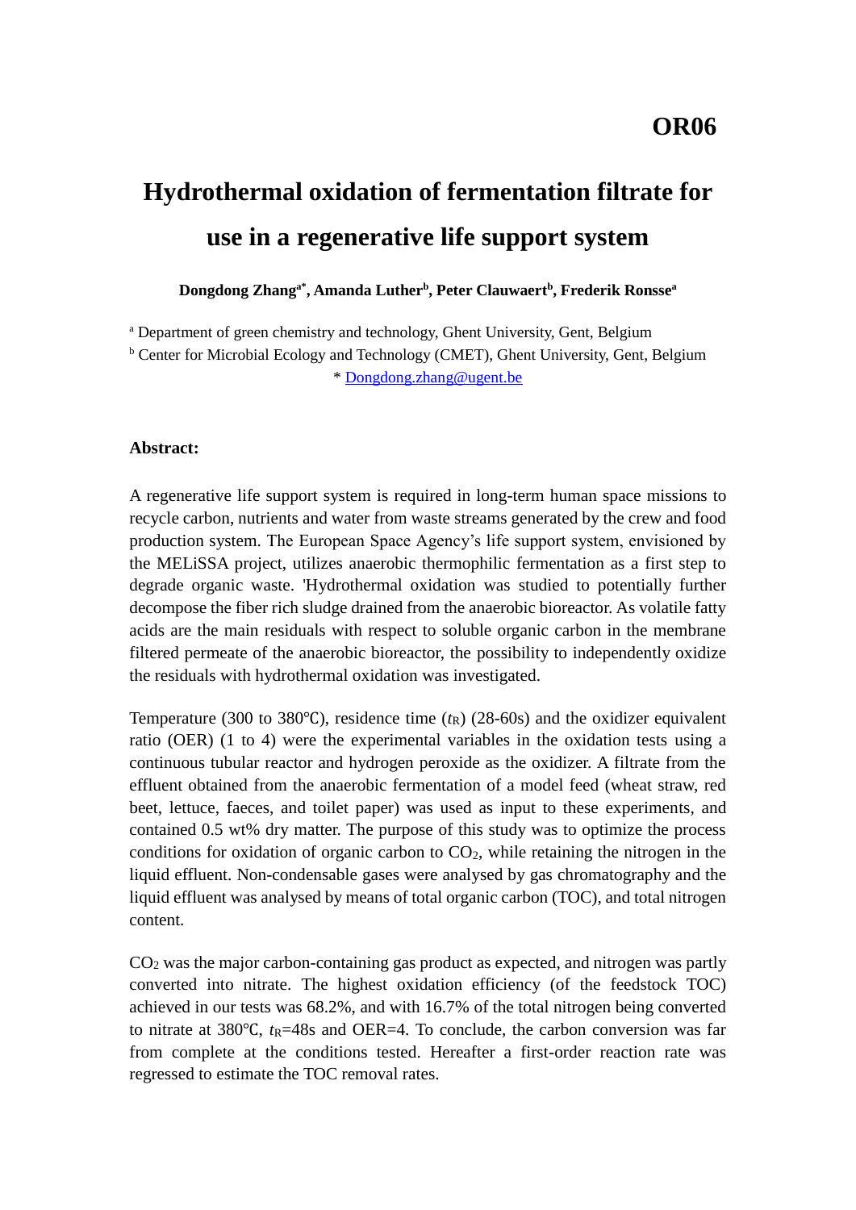**OR06**

# Hydrothermal oxidation of fermentation filtrate for use in a regenerative life support system

**Dongdong Zhang[a*], Amanda Luther[b], Peter Clauwaert[b], Frederik Ronsse[a]**

[a] Department of green chemistry and technology, Ghent University, Gent, Belgium
[b] Center for Microbial Ecology and Technology (CMET), Ghent University, Gent, Belgium
* Dongdong.zhang@ugent.be

**Abstract:**

A regenerative life support system is required in long-term human space missions to recycle carbon, nutrients and water from waste streams generated by the crew and food production system. The European Space Agency's life support system, envisioned by the MELiSSA project, utilizes anaerobic thermophilic fermentation as a first step to degrade organic waste. 'Hydrothermal oxidation was studied to potentially further decompose the fiber rich sludge drained from the anaerobic bioreactor. As volatile fatty acids are the main residuals with respect to soluble organic carbon in the membrane filtered permeate of the anaerobic bioreactor, the possibility to independently oxidize the residuals with hydrothermal oxidation was investigated.

Temperature (300 to 380℃), residence time ($t_R$) (28-60s) and the oxidizer equivalent ratio (OER) (1 to 4) were the experimental variables in the oxidation tests using a continuous tubular reactor and hydrogen peroxide as the oxidizer. A filtrate from the effluent obtained from the anaerobic fermentation of a model feed (wheat straw, red beet, lettuce, faeces, and toilet paper) was used as input to these experiments, and contained 0.5 wt% dry matter. The purpose of this study was to optimize the process conditions for oxidation of organic carbon to $CO_2$, while retaining the nitrogen in the liquid effluent. Non-condensable gases were analysed by gas chromatography and the liquid effluent was analysed by means of total organic carbon (TOC), and total nitrogen content.

$CO_2$ was the major carbon-containing gas product as expected, and nitrogen was partly converted into nitrate. The highest oxidation efficiency (of the feedstock TOC) achieved in our tests was 68.2%, and with 16.7% of the total nitrogen being converted to nitrate at 380℃, $t_R$=48s and OER=4. To conclude, the carbon conversion was far from complete at the conditions tested. Hereafter a first-order reaction rate was regressed to estimate the TOC removal rates.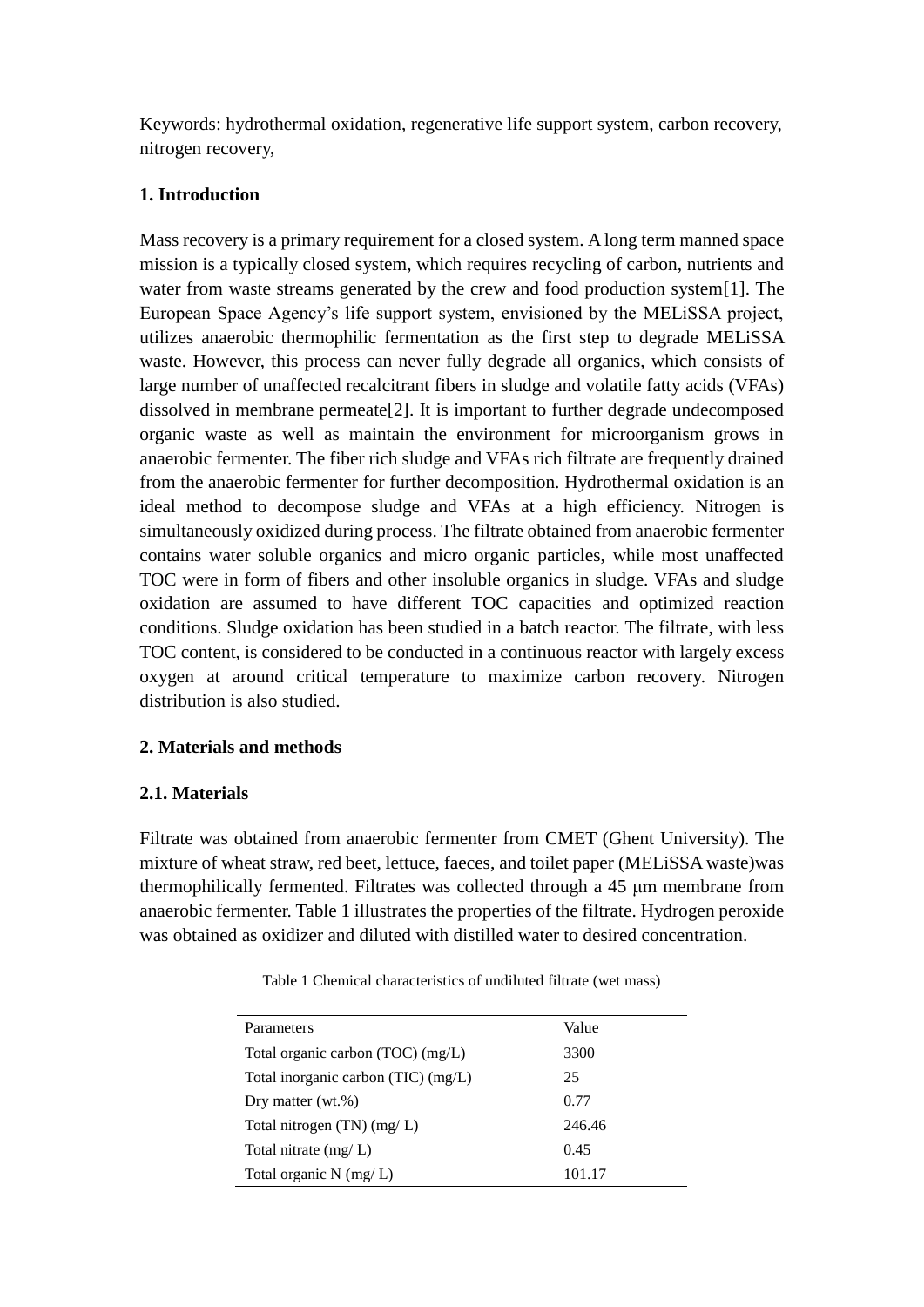Keywords: hydrothermal oxidation, regenerative life support system, carbon recovery, nitrogen recovery,

## 1. Introduction

Mass recovery is a primary requirement for a closed system. A long term manned space mission is a typically closed system, which requires recycling of carbon, nutrients and water from waste streams generated by the crew and food production system[1]. The European Space Agency's life support system, envisioned by the MELiSSA project, utilizes anaerobic thermophilic fermentation as the first step to degrade MELiSSA waste. However, this process can never fully degrade all organics, which consists of large number of unaffected recalcitrant fibers in sludge and volatile fatty acids (VFAs) dissolved in membrane permeate[2]. It is important to further degrade undecomposed organic waste as well as maintain the environment for microorganism grows in anaerobic fermenter. The fiber rich sludge and VFAs rich filtrate are frequently drained from the anaerobic fermenter for further decomposition. Hydrothermal oxidation is an ideal method to decompose sludge and VFAs at a high efficiency. Nitrogen is simultaneously oxidized during process. The filtrate obtained from anaerobic fermenter contains water soluble organics and micro organic particles, while most unaffected TOC were in form of fibers and other insoluble organics in sludge. VFAs and sludge oxidation are assumed to have different TOC capacities and optimized reaction conditions. Sludge oxidation has been studied in a batch reactor. The filtrate, with less TOC content, is considered to be conducted in a continuous reactor with largely excess oxygen at around critical temperature to maximize carbon recovery. Nitrogen distribution is also studied.

## 2. Materials and methods

### 2.1. Materials

Filtrate was obtained from anaerobic fermenter from CMET (Ghent University). The mixture of wheat straw, red beet, lettuce, faeces, and toilet paper (MELiSSA waste)was thermophilically fermented. Filtrates was collected through a 45 μm membrane from anaerobic fermenter. Table 1 illustrates the properties of the filtrate. Hydrogen peroxide was obtained as oxidizer and diluted with distilled water to desired concentration.

Table 1 Chemical characteristics of undiluted filtrate (wet mass)

| Parameters | Value |
|---|---|
| Total organic carbon (TOC) (mg/L) | 3300 |
| Total inorganic carbon (TIC) (mg/L) | 25 |
| Dry matter (wt.%) | 0.77 |
| Total nitrogen (TN) (mg/ L) | 246.46 |
| Total nitrate (mg/ L) | 0.45 |
| Total organic N (mg/ L) | 101.17 |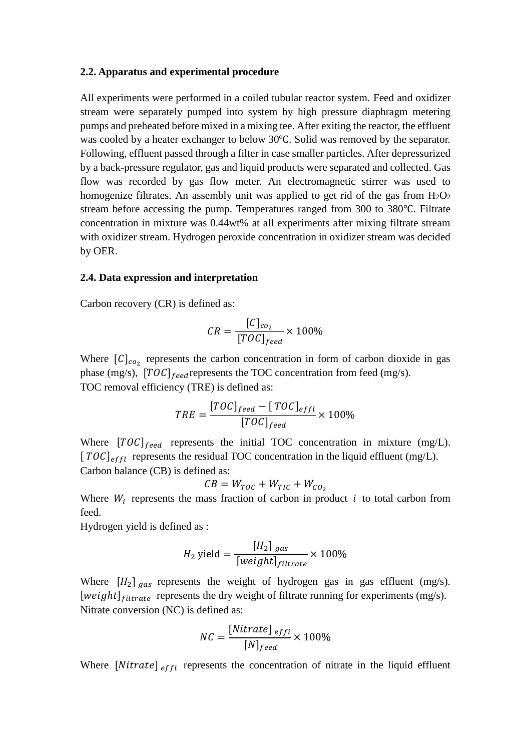**2.2. Apparatus and experimental procedure**

All experiments were performed in a coiled tubular reactor system. Feed and oxidizer stream were separately pumped into system by high pressure diaphragm metering pumps and preheated before mixed in a mixing tee. After exiting the reactor, the effluent was cooled by a heater exchanger to below 30℃. Solid was removed by the separator. Following, effluent passed through a filter in case smaller particles. After depressurized by a back-pressure regulator, gas and liquid products were separated and collected. Gas flow was recorded by gas flow meter. An electromagnetic stirrer was used to homogenize filtrates. An assembly unit was applied to get rid of the gas from $H_2O_2$ stream before accessing the pump. Temperatures ranged from 300 to 380℃. Filtrate concentration in mixture was 0.44wt% at all experiments after mixing filtrate stream with oxidizer stream. Hydrogen peroxide concentration in oxidizer stream was decided by OER.

**2.4. Data expression and interpretation**

Carbon recovery (CR) is defined as:

$$CR = \frac{[C]_{co_2}}{[TOC]_{feed}} \times 100\%$$

Where $[C]_{co_2}$ represents the carbon concentration in form of carbon dioxide in gas phase (mg/s), $[TOC]_{feed}$ represents the TOC concentration from feed (mg/s).

TOC removal efficiency (TRE) is defined as:

$$TRE = \frac{[TOC]_{feed} - [TOC]_{effl}}{[TOC]_{feed}} \times 100\%$$

Where $[TOC]_{feed}$ represents the initial TOC concentration in mixture (mg/L). $[TOC]_{effl}$ represents the residual TOC concentration in the liquid effluent (mg/L).

Carbon balance (CB) is defined as:

$$CB = W_{TOC} + W_{TIC} + W_{CO_2}$$

Where $W_i$ represents the mass fraction of carbon in product $i$ to total carbon from feed.

Hydrogen yield is defined as :

$$H_2 \text{ yield} = \frac{[H_2]_{gas}}{[weight]_{filtrate}} \times 100\%$$

Where $[H_2]_{gas}$ represents the weight of hydrogen gas in gas effluent (mg/s). $[weight]_{filtrate}$ represents the dry weight of filtrate running for experiments (mg/s).

Nitrate conversion (NC) is defined as:

$$NC = \frac{[Nitrate]_{effi}}{[N]_{feed}} \times 100\%$$

Where $[Nitrate]_{effi}$ represents the concentration of nitrate in the liquid effluent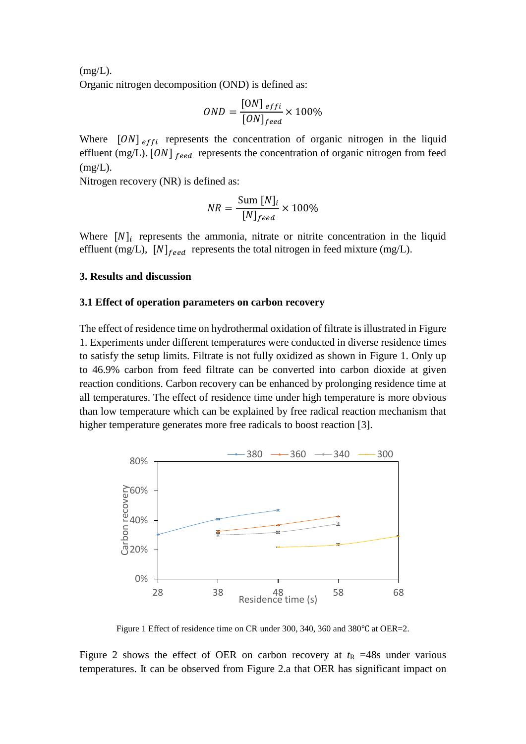(mg/L).

Organic nitrogen decomposition (OND) is defined as:

$$OND = \frac{[ON]_{effi}}{[ON]_{feed}} \times 100\%$$

Where $[ON]_{effi}$ represents the concentration of organic nitrogen in the liquid effluent (mg/L). $[ON]_{feed}$ represents the concentration of organic nitrogen from feed (mg/L).

Nitrogen recovery (NR) is defined as:

$$NR = \frac{\text{Sum } [N]_i}{[N]_{feed}} \times 100\%$$

Where $[N]_i$ represents the ammonia, nitrate or nitrite concentration in the liquid effluent (mg/L), $[N]_{feed}$ represents the total nitrogen in feed mixture (mg/L).

## 3. Results and discussion

### 3.1 Effect of operation parameters on carbon recovery

The effect of residence time on hydrothermal oxidation of filtrate is illustrated in Figure 1. Experiments under different temperatures were conducted in diverse residence times to satisfy the setup limits. Filtrate is not fully oxidized as shown in Figure 1. Only up to 46.9% carbon from feed filtrate can be converted into carbon dioxide at given reaction conditions. Carbon recovery can be enhanced by prolonging residence time at all temperatures. The effect of residence time under high temperature is more obvious than low temperature which can be explained by free radical reaction mechanism that higher temperature generates more free radicals to boost reaction [3].

Figure 1 Effect of residence time on CR under 300, 340, 360 and 380℃ at OER=2.

Figure 2 shows the effect of OER on carbon recovery at $t_R$ =48s under various temperatures. It can be observed from Figure 2.a that OER has significant impact on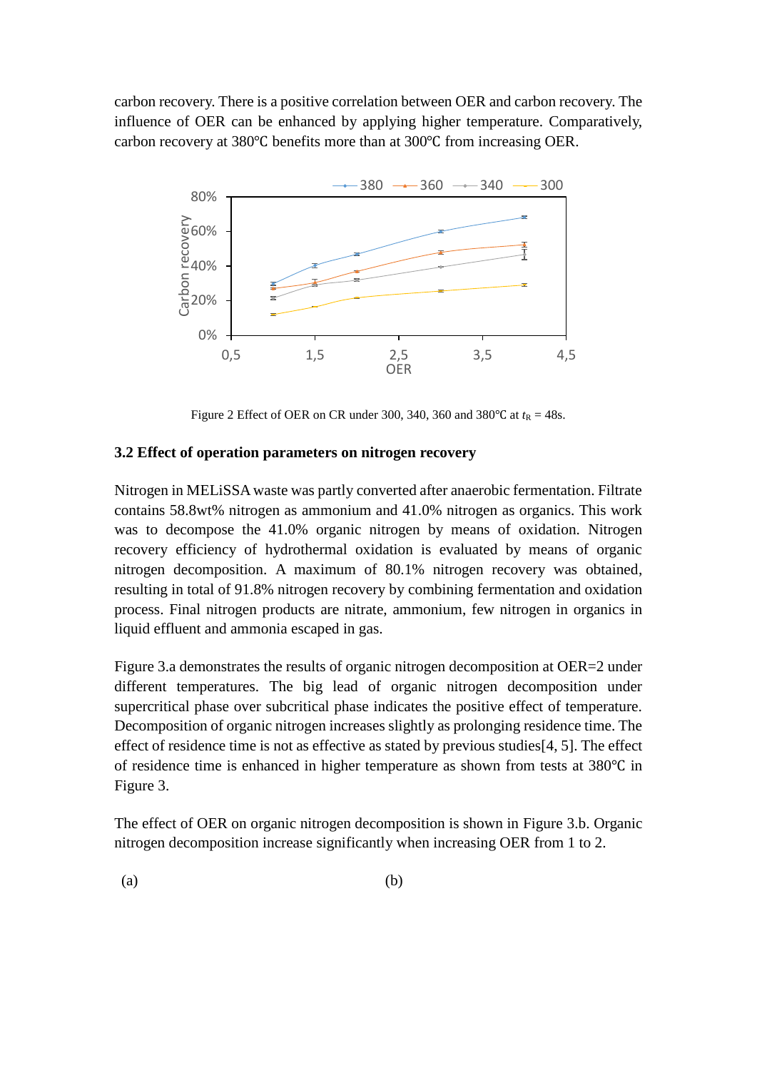carbon recovery. There is a positive correlation between OER and carbon recovery. The influence of OER can be enhanced by applying higher temperature. Comparatively, carbon recovery at 380℃ benefits more than at 300℃ from increasing OER.

Figure 2 Effect of OER on CR under 300, 340, 360 and 380℃ at $t_R$ = 48s.

### 3.2 Effect of operation parameters on nitrogen recovery

Nitrogen in MELiSSA waste was partly converted after anaerobic fermentation. Filtrate contains 58.8wt% nitrogen as ammonium and 41.0% nitrogen as organics. This work was to decompose the 41.0% organic nitrogen by means of oxidation. Nitrogen recovery efficiency of hydrothermal oxidation is evaluated by means of organic nitrogen decomposition. A maximum of 80.1% nitrogen recovery was obtained, resulting in total of 91.8% nitrogen recovery by combining fermentation and oxidation process. Final nitrogen products are nitrate, ammonium, few nitrogen in organics in liquid effluent and ammonia escaped in gas.

Figure 3.a demonstrates the results of organic nitrogen decomposition at OER=2 under different temperatures. The big lead of organic nitrogen decomposition under supercritical phase over subcritical phase indicates the positive effect of temperature. Decomposition of organic nitrogen increases slightly as prolonging residence time. The effect of residence time is not as effective as stated by previous studies[4, 5]. The effect of residence time is enhanced in higher temperature as shown from tests at 380℃ in Figure 3.

The effect of OER on organic nitrogen decomposition is shown in Figure 3.b. Organic nitrogen decomposition increase significantly when increasing OER from 1 to 2.

(a) (b)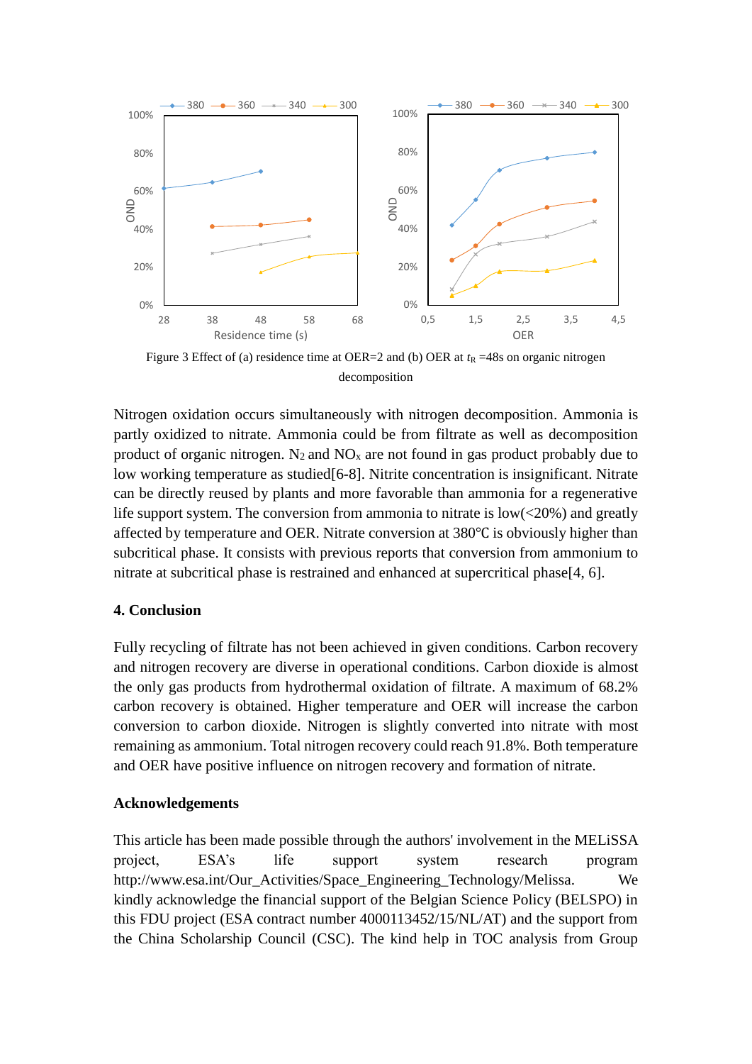Figure 3 Effect of (a) residence time at OER=2 and (b) OER at $t_R$ =48s on organic nitrogen decomposition

Nitrogen oxidation occurs simultaneously with nitrogen decomposition. Ammonia is partly oxidized to nitrate. Ammonia could be from filtrate as well as decomposition product of organic nitrogen. $N_2$ and $NO_x$ are not found in gas product probably due to low working temperature as studied[6-8]. Nitrite concentration is insignificant. Nitrate can be directly reused by plants and more favorable than ammonia for a regenerative life support system. The conversion from ammonia to nitrate is low(<20%) and greatly affected by temperature and OER. Nitrate conversion at 380℃ is obviously higher than subcritical phase. It consists with previous reports that conversion from ammonium to nitrate at subcritical phase is restrained and enhanced at supercritical phase[4, 6].

## 4. Conclusion

Fully recycling of filtrate has not been achieved in given conditions. Carbon recovery and nitrogen recovery are diverse in operational conditions. Carbon dioxide is almost the only gas products from hydrothermal oxidation of filtrate. A maximum of 68.2% carbon recovery is obtained. Higher temperature and OER will increase the carbon conversion to carbon dioxide. Nitrogen is slightly converted into nitrate with most remaining as ammonium. Total nitrogen recovery could reach 91.8%. Both temperature and OER have positive influence on nitrogen recovery and formation of nitrate.

## Acknowledgements

This article has been made possible through the authors' involvement in the MELiSSA project, ESA's life support system research program http://www.esa.int/Our_Activities/Space_Engineering_Technology/Melissa. We kindly acknowledge the financial support of the Belgian Science Policy (BELSPO) in this FDU project (ESA contract number 4000113452/15/NL/AT) and the support from the China Scholarship Council (CSC). The kind help in TOC analysis from Group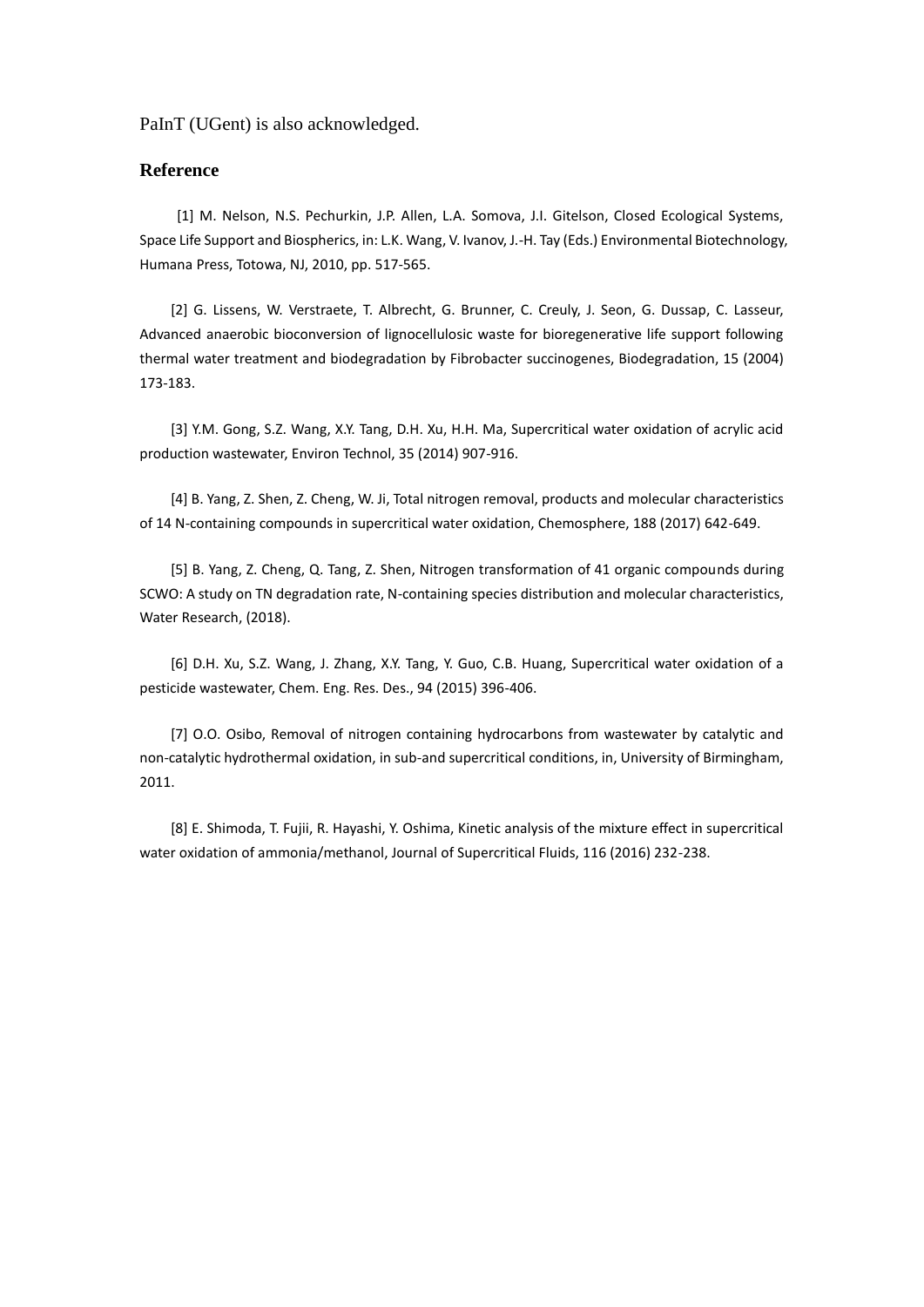PaInT (UGent) is also acknowledged.

## Reference

[1] M. Nelson, N.S. Pechurkin, J.P. Allen, L.A. Somova, J.I. Gitelson, Closed Ecological Systems, Space Life Support and Biospherics, in: L.K. Wang, V. Ivanov, J.-H. Tay (Eds.) Environmental Biotechnology, Humana Press, Totowa, NJ, 2010, pp. 517-565.

[2] G. Lissens, W. Verstraete, T. Albrecht, G. Brunner, C. Creuly, J. Seon, G. Dussap, C. Lasseur, Advanced anaerobic bioconversion of lignocellulosic waste for bioregenerative life support following thermal water treatment and biodegradation by Fibrobacter succinogenes, Biodegradation, 15 (2004) 173-183.

[3] Y.M. Gong, S.Z. Wang, X.Y. Tang, D.H. Xu, H.H. Ma, Supercritical water oxidation of acrylic acid production wastewater, Environ Technol, 35 (2014) 907-916.

[4] B. Yang, Z. Shen, Z. Cheng, W. Ji, Total nitrogen removal, products and molecular characteristics of 14 N-containing compounds in supercritical water oxidation, Chemosphere, 188 (2017) 642-649.

[5] B. Yang, Z. Cheng, Q. Tang, Z. Shen, Nitrogen transformation of 41 organic compounds during SCWO: A study on TN degradation rate, N-containing species distribution and molecular characteristics, Water Research, (2018).

[6] D.H. Xu, S.Z. Wang, J. Zhang, X.Y. Tang, Y. Guo, C.B. Huang, Supercritical water oxidation of a pesticide wastewater, Chem. Eng. Res. Des., 94 (2015) 396-406.

[7] O.O. Osibo, Removal of nitrogen containing hydrocarbons from wastewater by catalytic and non-catalytic hydrothermal oxidation, in sub-and supercritical conditions, in, University of Birmingham, 2011.

[8] E. Shimoda, T. Fujii, R. Hayashi, Y. Oshima, Kinetic analysis of the mixture effect in supercritical water oxidation of ammonia/methanol, Journal of Supercritical Fluids, 116 (2016) 232-238.